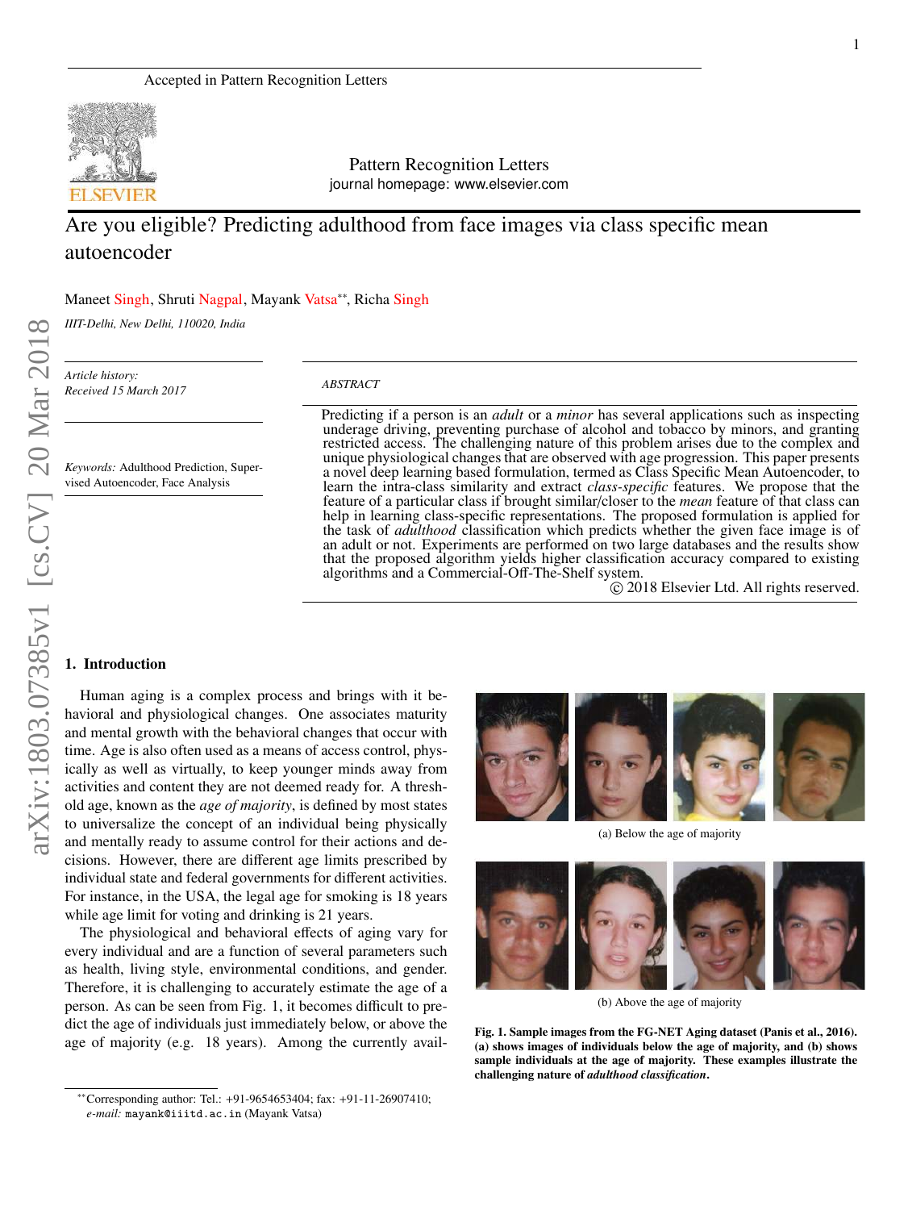Accepted in Pattern Recognition Letters

Pattern Recognition Letters
journal homepage: www.elsevier.com

# Are you eligible? Predicting adulthood from face images via class specific mean autoencoder

Maneet Singh, Shruti Nagpal, Mayank Vatsa**, Richa Singh

*IIIT-Delhi, New Delhi, 110020, India*

*Article history:*
*Received 15 March 2017*

*Keywords:* Adulthood Prediction, Supervised Autoencoder, Face Analysis

*ABSTRACT*

Predicting if a person is an *adult* or a *minor* has several applications such as inspecting underage driving, preventing purchase of alcohol and tobacco by minors, and granting restricted access. The challenging nature of this problem arises due to the complex and unique physiological changes that are observed with age progression. This paper presents a novel deep learning based formulation, termed as Class Specific Mean Autoencoder, to learn the intra-class similarity and extract *class-specific* features. We propose that the feature of a particular class if brought similar/closer to the *mean* feature of that class can help in learning class-specific representations. The proposed formulation is applied for the task of *adulthood* classification which predicts whether the given face image is of an adult or not. Experiments are performed on two large databases and the results show that the proposed algorithm yields higher classification accuracy compared to existing algorithms and a Commercial-Off-The-Shelf system.

© 2018 Elsevier Ltd. All rights reserved.

## 1. Introduction

Human aging is a complex process and brings with it behavioral and physiological changes. One associates maturity and mental growth with the behavioral changes that occur with time. Age is also often used as a means of access control, physically as well as virtually, to keep younger minds away from activities and content they are not deemed ready for. A threshold age, known as the *age of majority*, is defined by most states to universalize the concept of an individual being physically and mentally ready to assume control for their actions and decisions. However, there are different age limits prescribed by individual state and federal governments for different activities. For instance, in the USA, the legal age for smoking is 18 years while age limit for voting and drinking is 21 years.

The physiological and behavioral effects of aging vary for every individual and are a function of several parameters such as health, living style, environmental conditions, and gender. Therefore, it is challenging to accurately estimate the age of a person. As can be seen from Fig. 1, it becomes difficult to predict the age of individuals just immediately below, or above the age of majority (e.g. 18 years). Among the currently avail-

(a) Below the age of majority

(b) Above the age of majority

**Fig. 1. Sample images from the FG-NET Aging dataset (Panis et al., 2016). (a) shows images of individuals below the age of majority, and (b) shows sample individuals at the age of majority. These examples illustrate the challenging nature of *adulthood classification*.**

**Corresponding author: Tel.: +91-9654653404; fax: +91-11-26907410; *e-mail:* mayank@iiitd.ac.in (Mayank Vatsa)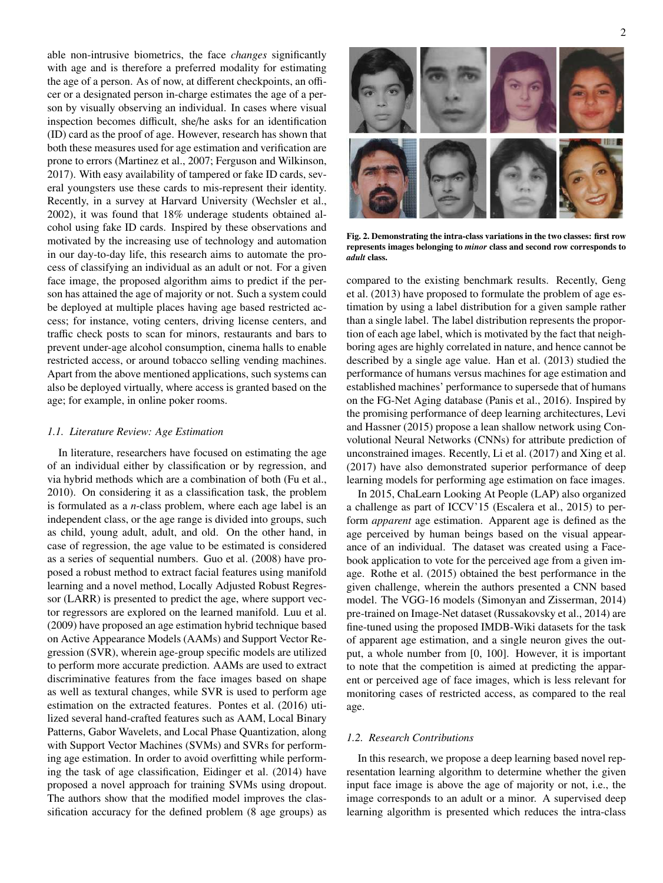able non-intrusive biometrics, the face *changes* significantly with age and is therefore a preferred modality for estimating the age of a person. As of now, at different checkpoints, an officer or a designated person in-charge estimates the age of a person by visually observing an individual. In cases where visual inspection becomes difficult, she/he asks for an identification (ID) card as the proof of age. However, research has shown that both these measures used for age estimation and verification are prone to errors (Martinez et al., 2007; Ferguson and Wilkinson, 2017). With easy availability of tampered or fake ID cards, several youngsters use these cards to mis-represent their identity. Recently, in a survey at Harvard University (Wechsler et al., 2002), it was found that 18% underage students obtained alcohol using fake ID cards. Inspired by these observations and motivated by the increasing use of technology and automation in our day-to-day life, this research aims to automate the process of classifying an individual as an adult or not. For a given face image, the proposed algorithm aims to predict if the person has attained the age of majority or not. Such a system could be deployed at multiple places having age based restricted access; for instance, voting centers, driving license centers, and traffic check posts to scan for minors, restaurants and bars to prevent under-age alcohol consumption, cinema halls to enable restricted access, or around tobacco selling vending machines. Apart from the above mentioned applications, such systems can also be deployed virtually, where access is granted based on the age; for example, in online poker rooms.

**Fig. 2. Demonstrating the intra-class variations in the two classes: first row represents images belonging to *minor* class and second row corresponds to *adult* class.**

### 1.1. Literature Review: Age Estimation

In literature, researchers have focused on estimating the age of an individual either by classification or by regression, and via hybrid methods which are a combination of both (Fu et al., 2010). On considering it as a classification task, the problem is formulated as a *n*-class problem, where each age label is an independent class, or the age range is divided into groups, such as child, young adult, adult, and old. On the other hand, in case of regression, the age value to be estimated is considered as a series of sequential numbers. Guo et al. (2008) have proposed a robust method to extract facial features using manifold learning and a novel method, Locally Adjusted Robust Regressor (LARR) is presented to predict the age, where support vector regressors are explored on the learned manifold. Luu et al. (2009) have proposed an age estimation hybrid technique based on Active Appearance Models (AAMs) and Support Vector Regression (SVR), wherein age-group specific models are utilized to perform more accurate prediction. AAMs are used to extract discriminative features from the face images based on shape as well as textural changes, while SVR is used to perform age estimation on the extracted features. Pontes et al. (2016) utilized several hand-crafted features such as AAM, Local Binary Patterns, Gabor Wavelets, and Local Phase Quantization, along with Support Vector Machines (SVMs) and SVRs for performing age estimation. In order to avoid overfitting while performing the task of age classification, Eidinger et al. (2014) have proposed a novel approach for training SVMs using dropout. The authors show that the modified model improves the classification accuracy for the defined problem (8 age groups) as compared to the existing benchmark results. Recently, Geng et al. (2013) have proposed to formulate the problem of age estimation by using a label distribution for a given sample rather than a single label. The label distribution represents the proportion of each age label, which is motivated by the fact that neighboring ages are highly correlated in nature, and hence cannot be described by a single age value. Han et al. (2013) studied the performance of humans versus machines for age estimation and established machines' performance to supersede that of humans on the FG-Net Aging database (Panis et al., 2016). Inspired by the promising performance of deep learning architectures, Levi and Hassner (2015) propose a lean shallow network using Convolutional Neural Networks (CNNs) for attribute prediction of unconstrained images. Recently, Li et al. (2017) and Xing et al. (2017) have also demonstrated superior performance of deep learning models for performing age estimation on face images.

In 2015, ChaLearn Looking At People (LAP) also organized a challenge as part of ICCV'15 (Escalera et al., 2015) to perform *apparent* age estimation. Apparent age is defined as the age perceived by human beings based on the visual appearance of an individual. The dataset was created using a Facebook application to vote for the perceived age from a given image. Rothe et al. (2015) obtained the best performance in the given challenge, wherein the authors presented a CNN based model. The VGG-16 models (Simonyan and Zisserman, 2014) pre-trained on Image-Net dataset (Russakovsky et al., 2014) are fine-tuned using the proposed IMDB-Wiki datasets for the task of apparent age estimation, and a single neuron gives the output, a whole number from [0, 100]. However, it is important to note that the competition is aimed at predicting the apparent or perceived age of face images, which is less relevant for monitoring cases of restricted access, as compared to the real age.

### 1.2. Research Contributions

In this research, we propose a deep learning based novel representation learning algorithm to determine whether the given input face image is above the age of majority or not, i.e., the image corresponds to an adult or a minor. A supervised deep learning algorithm is presented which reduces the intra-class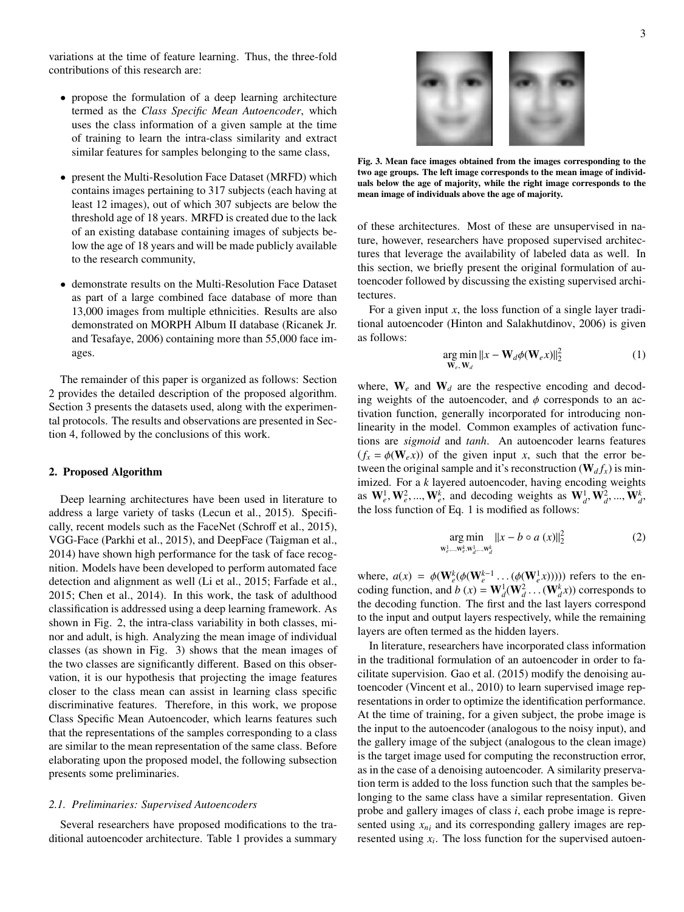variations at the time of feature learning. Thus, the three-fold contributions of this research are:

- propose the formulation of a deep learning architecture termed as the *Class Specific Mean Autoencoder*, which uses the class information of a given sample at the time of training to learn the intra-class similarity and extract similar features for samples belonging to the same class,
- present the Multi-Resolution Face Dataset (MRFD) which contains images pertaining to 317 subjects (each having at least 12 images), out of which 307 subjects are below the threshold age of 18 years. MRFD is created due to the lack of an existing database containing images of subjects below the age of 18 years and will be made publicly available to the research community,
- demonstrate results on the Multi-Resolution Face Dataset as part of a large combined face database of more than 13,000 images from multiple ethnicities. Results are also demonstrated on MORPH Album II database (Ricanek Jr. and Tesafaye, 2006) containing more than 55,000 face images.

The remainder of this paper is organized as follows: Section 2 provides the detailed description of the proposed algorithm. Section 3 presents the datasets used, along with the experimental protocols. The results and observations are presented in Section 4, followed by the conclusions of this work.

## 2. Proposed Algorithm

Deep learning architectures have been used in literature to address a large variety of tasks (Lecun et al., 2015). Specifically, recent models such as the FaceNet (Schroff et al., 2015), VGG-Face (Parkhi et al., 2015), and DeepFace (Taigman et al., 2014) have shown high performance for the task of face recognition. Models have been developed to perform automated face detection and alignment as well (Li et al., 2015; Farfade et al., 2015; Chen et al., 2014). In this work, the task of adulthood classification is addressed using a deep learning framework. As shown in Fig. 2, the intra-class variability in both classes, minor and adult, is high. Analyzing the mean image of individual classes (as shown in Fig. 3) shows that the mean images of the two classes are significantly different. Based on this observation, it is our hypothesis that projecting the image features closer to the class mean can assist in learning class specific discriminative features. Therefore, in this work, we propose Class Specific Mean Autoencoder, which learns features such that the representations of the samples corresponding to a class are similar to the mean representation of the same class. Before elaborating upon the proposed model, the following subsection presents some preliminaries.

**Fig. 3. Mean face images obtained from the images corresponding to the two age groups. The left image corresponds to the mean image of individuals below the age of majority, while the right image corresponds to the mean image of individuals above the age of majority.**

### *2.1. Preliminaries: Supervised Autoencoders*

Several researchers have proposed modifications to the traditional autoencoder architecture. Table 1 provides a summary of these architectures. Most of these are unsupervised in nature, however, researchers have proposed supervised architectures that leverage the availability of labeled data as well. In this section, we briefly present the original formulation of autoencoder followed by discussing the existing supervised architectures.

For a given input $x$, the loss function of a single layer traditional autoencoder (Hinton and Salakhutdinov, 2006) is given as follows:

$$\underset{\mathbf{W}_e, \mathbf{W}_d}{\arg\min} \|x - \mathbf{W}_d \phi(\mathbf{W}_e x)\|_2^2 \tag{1}$$

where, $\mathbf{W}_e$ and $\mathbf{W}_d$ are the respective encoding and decoding weights of the autoencoder, and $\phi$ corresponds to an activation function, generally incorporated for introducing non-linearity in the model. Common examples of activation functions are *sigmoid* and *tanh*. An autoencoder learns features ($f_x = \phi(\mathbf{W}_e x)$) of the given input $x$, such that the error between the original sample and it's reconstruction ($\mathbf{W}_d f_x$) is minimized. For a $k$ layered autoencoder, having encoding weights as $\mathbf{W}_e^1, \mathbf{W}_e^2, ..., \mathbf{W}_e^k$, and decoding weights as $\mathbf{W}_d^1, \mathbf{W}_d^2, ..., \mathbf{W}_d^k$, the loss function of Eq. 1 is modified as follows:

$$\underset{\mathbf{W}_e^1, ..., \mathbf{W}_e^k, \mathbf{W}_d^1, ..., \mathbf{W}_d^k}{\arg\min} \|x - b \circ a\,(x)\|_2^2 \tag{2}$$

where, $a(x) = \phi(\mathbf{W}_e^k(\phi(\mathbf{W}_e^{k-1} \ldots (\phi(\mathbf{W}_e^1 x)))))$ refers to the encoding function, and $b\,(x) = \mathbf{W}_d^1(\mathbf{W}_d^2 \ldots (\mathbf{W}_d^k x))$ corresponds to the decoding function. The first and the last layers correspond to the input and output layers respectively, while the remaining layers are often termed as the hidden layers.

In literature, researchers have incorporated class information in the traditional formulation of an autoencoder in order to facilitate supervision. Gao et al. (2015) modify the denoising autoencoder (Vincent et al., 2010) to learn supervised image representations in order to optimize the identification performance. At the time of training, for a given subject, the probe image is the input to the autoencoder (analogous to the noisy input), and the gallery image of the subject (analogous to the clean image) is the target image used for computing the reconstruction error, as in the case of a denoising autoencoder. A similarity preservation term is added to the loss function such that the samples belonging to the same class have a similar representation. Given probe and gallery images of class $i$, each probe image is represented using $x_{ni}$ and its corresponding gallery images are represented using $x_i$. The loss function for the supervised autoen-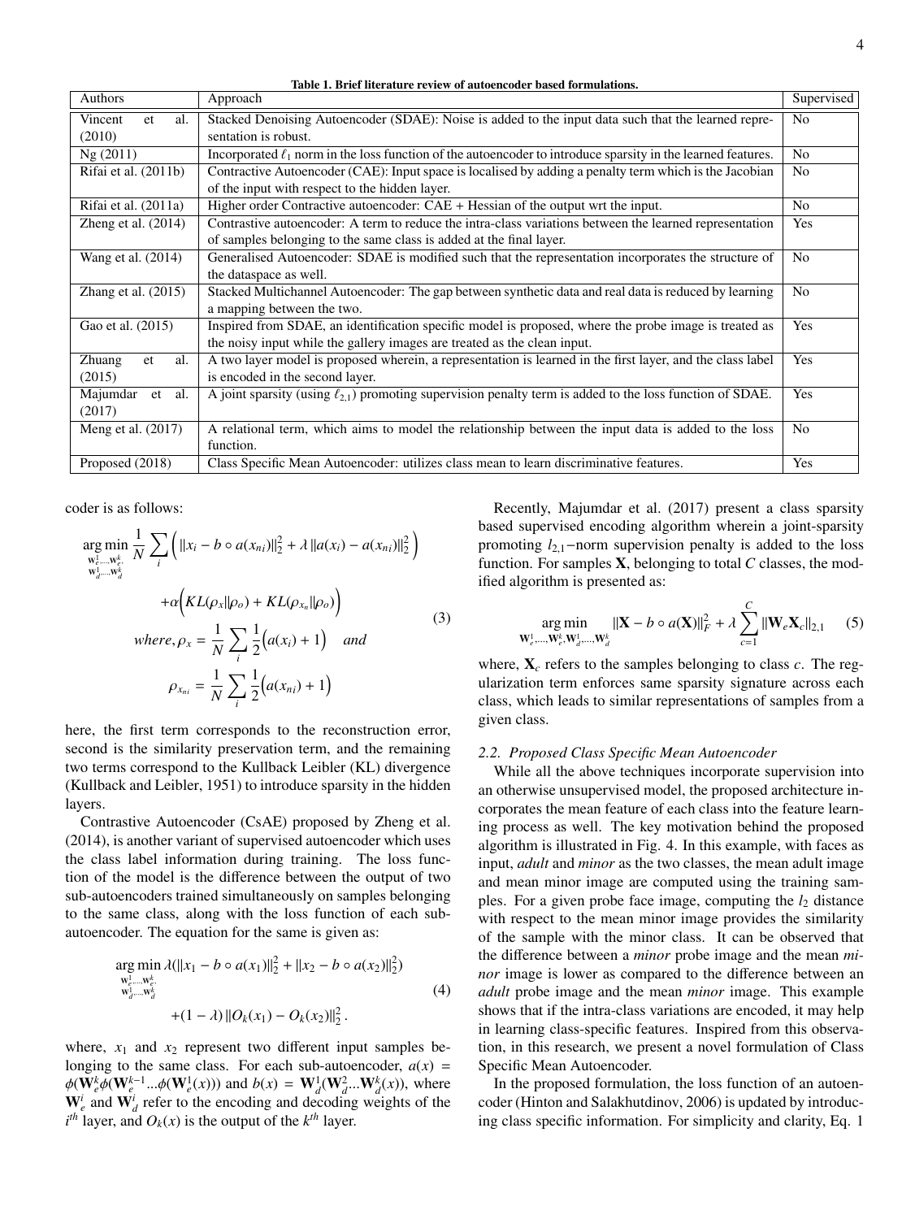**Table 1. Brief literature review of autoencoder based formulations.**

| Authors | Approach | Supervised |
|---|---|---|
| Vincent et al. (2010) | Stacked Denoising Autoencoder (SDAE): Noise is added to the input data such that the learned representation is robust. | No |
| Ng (2011) | Incorporated $\ell_1$ norm in the loss function of the autoencoder to introduce sparsity in the learned features. | No |
| Rifai et al. (2011b) | Contractive Autoencoder (CAE): Input space is localised by adding a penalty term which is the Jacobian of the input with respect to the hidden layer. | No |
| Rifai et al. (2011a) | Higher order Contractive autoencoder: CAE + Hessian of the output wrt the input. | No |
| Zheng et al. (2014) | Contrastive autoencoder: A term to reduce the intra-class variations between the learned representation of samples belonging to the same class is added at the final layer. | Yes |
| Wang et al. (2014) | Generalised Autoencoder: SDAE is modified such that the representation incorporates the structure of the dataspace as well. | No |
| Zhang et al. (2015) | Stacked Multichannel Autoencoder: The gap between synthetic data and real data is reduced by learning a mapping between the two. | No |
| Gao et al. (2015) | Inspired from SDAE, an identification specific model is proposed, where the probe image is treated as the noisy input while the gallery images are treated as the clean input. | Yes |
| Zhuang et al. (2015) | A two layer model is proposed wherein, a representation is learned in the first layer, and the class label is encoded in the second layer. | Yes |
| Majumdar et al. (2017) | A joint sparsity (using $\ell_{2,1}$) promoting supervision penalty term is added to the loss function of SDAE. | Yes |
| Meng et al. (2017) | A relational term, which aims to model the relationship between the input data is added to the loss function. | No |
| Proposed (2018) | Class Specific Mean Autoencoder: utilizes class mean to learn discriminative features. | Yes |

coder is as follows:

$$
\begin{aligned}
\underset{\substack{\mathbf{W}_e^1,\ldots,\mathbf{W}_e^k,\\ \mathbf{W}_d^1,\ldots,\mathbf{W}_d^k}}{\arg\min}\ & \frac{1}{N}\sum_i \Big( \|x_i - b \circ a(x_{ni})\|_2^2 + \lambda\, \|a(x_i) - a(x_{ni})\|_2^2 \Big) \\
& + \alpha\Big( KL(\rho_x \| \rho_o) + KL(\rho_{x_n} \| \rho_o) \Big) \\
& where, \rho_x = \frac{1}{N}\sum_i \frac{1}{2}\Big(a(x_i) + 1\Big) \quad and \\
& \rho_{x_{ni}} = \frac{1}{N}\sum_i \frac{1}{2}\Big(a(x_{ni}) + 1\Big)
\end{aligned}
\tag{3}
$$

here, the first term corresponds to the reconstruction error, second is the similarity preservation term, and the remaining two terms correspond to the Kullback Leibler (KL) divergence (Kullback and Leibler, 1951) to introduce sparsity in the hidden layers.

Contrastive Autoencoder (CsAE) proposed by Zheng et al. (2014), is another variant of supervised autoencoder which uses the class label information during training. The loss function of the model is the difference between the output of two sub-autoencoders trained simultaneously on samples belonging to the same class, along with the loss function of each sub-autoencoder. The equation for the same is given as:

$$
\begin{aligned}
\underset{\substack{\mathbf{W}_e^1,\ldots,\mathbf{W}_e^k,\\ \mathbf{W}_d^1,\ldots,\mathbf{W}_d^k}}{\arg\min}\ & \lambda(\|x_1 - b \circ a(x_1)\|_2^2 + \|x_2 - b \circ a(x_2)\|_2^2) \\
& + (1-\lambda)\, \|O_k(x_1) - O_k(x_2)\|_2^2 .
\end{aligned}
\tag{4}
$$

where, $x_1$ and $x_2$ represent two different input samples belonging to the same class. For each sub-autoencoder, $a(x) = \phi(\mathbf{W}_e^k \phi(\mathbf{W}_e^{k-1} \ldots \phi(\mathbf{W}_e^1(x)))$ and $b(x) = \mathbf{W}_d^1(\mathbf{W}_d^2 \ldots \mathbf{W}_d^k(x))$, where $\mathbf{W}_e^i$ and $\mathbf{W}_d^i$ refer to the encoding and decoding weights of the $i^{th}$ layer, and $O_k(x)$ is the output of the $k^{th}$ layer.

Recently, Majumdar et al. (2017) present a class sparsity based supervised encoding algorithm wherein a joint-sparsity promoting $l_{2,1}$−norm supervision penalty is added to the loss function. For samples $\mathbf{X}$, belonging to total $C$ classes, the modified algorithm is presented as:

$$
\underset{\mathbf{W}_e^1,\ldots,\mathbf{W}_e^k,\mathbf{W}_d^1,\ldots,\mathbf{W}_d^k}{\arg\min} \|\mathbf{X} - b \circ a(\mathbf{X})\|_F^2 + \lambda \sum_{c=1}^{C} \|\mathbf{W}_e \mathbf{X}_c\|_{2,1} \tag{5}
$$

where, $\mathbf{X}_c$ refers to the samples belonging to class $c$. The regularization term enforces same sparsity signature across each class, which leads to similar representations of samples from a given class.

### 2.2. Proposed Class Specific Mean Autoencoder

While all the above techniques incorporate supervision into an otherwise unsupervised model, the proposed architecture incorporates the mean feature of each class into the feature learning process as well. The key motivation behind the proposed algorithm is illustrated in Fig. 4. In this example, with faces as input, *adult* and *minor* as the two classes, the mean adult image and mean minor image are computed using the training samples. For a given probe face image, computing the $l_2$ distance with respect to the mean minor image provides the similarity of the sample with the minor class. It can be observed that the difference between a *minor* probe image and the mean *minor* image is lower as compared to the difference between an *adult* probe image and the mean *minor* image. This example shows that if the intra-class variations are encoded, it may help in learning class-specific features. Inspired from this observation, in this research, we present a novel formulation of Class Specific Mean Autoencoder.

In the proposed formulation, the loss function of an autoencoder (Hinton and Salakhutdinov, 2006) is updated by introducing class specific information. For simplicity and clarity, Eq. 1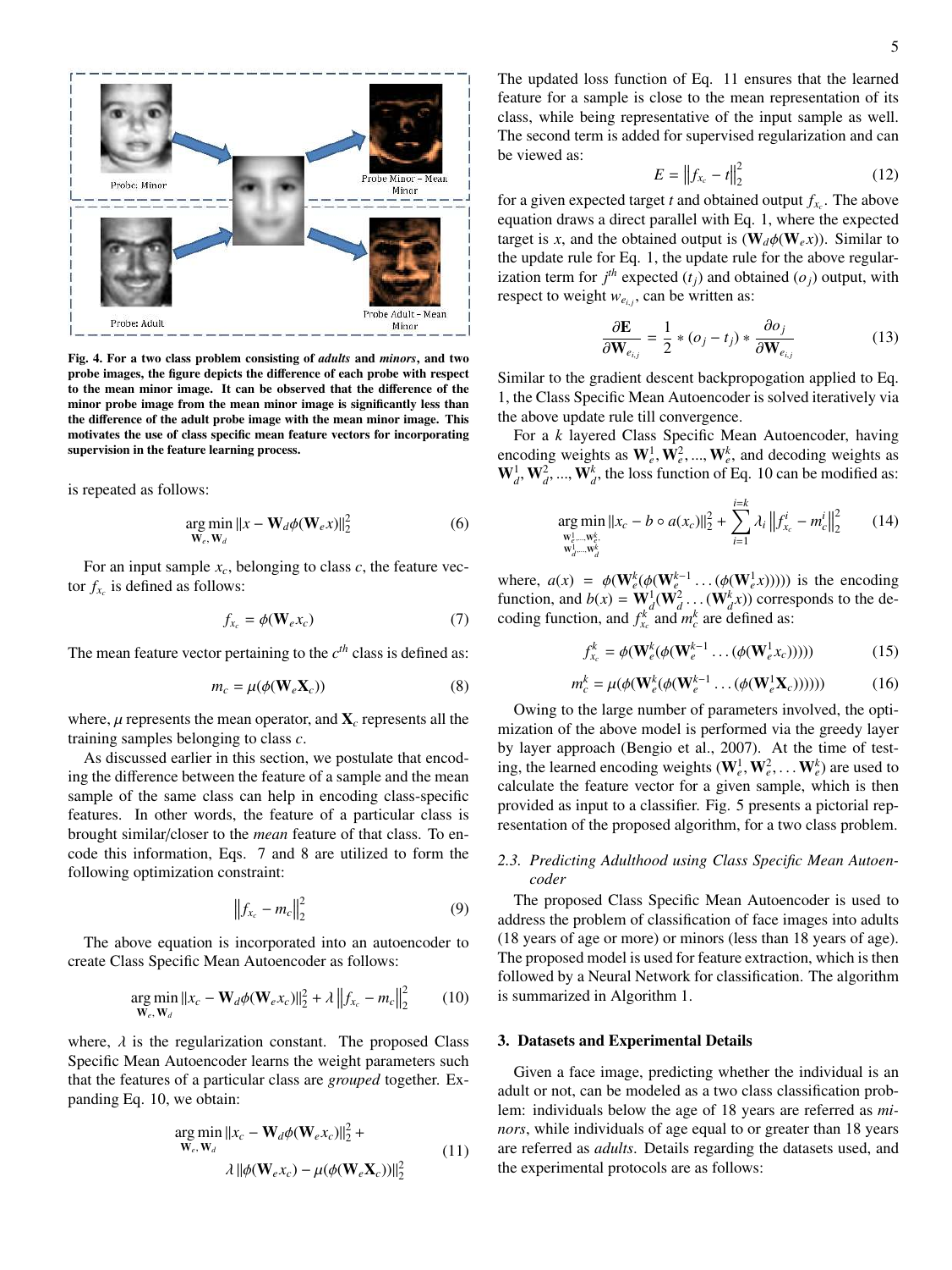Fig. 4. For a two class problem consisting of *adults* and *minors*, and two probe images, the figure depicts the difference of each probe with respect to the mean minor image. It can be observed that the difference of the minor probe image from the mean minor image is significantly less than the difference of the adult probe image with the mean minor image. This motivates the use of class specific mean feature vectors for incorporating supervision in the feature learning process.

is repeated as follows:

$$\underset{\mathbf{W}_e, \mathbf{W}_d}{\arg\min} \|x - \mathbf{W}_d \phi(\mathbf{W}_e x)\|_2^2 \tag{6}$$

For an input sample $x_c$, belonging to class $c$, the feature vector $f_{x_c}$ is defined as follows:

$$f_{x_c} = \phi(\mathbf{W}_e x_c) \tag{7}$$

The mean feature vector pertaining to the $c^{th}$ class is defined as:

$$m_c = \mu(\phi(\mathbf{W}_e \mathbf{X}_c)) \tag{8}$$

where, $\mu$ represents the mean operator, and $\mathbf{X}_c$ represents all the training samples belonging to class $c$.

As discussed earlier in this section, we postulate that encoding the difference between the feature of a sample and the mean sample of the same class can help in encoding class-specific features. In other words, the feature of a particular class is brought similar/closer to the *mean* feature of that class. To encode this information, Eqs. 7 and 8 are utilized to form the following optimization constraint:

$$\left\| f_{x_c} - m_c \right\|_2^2 \tag{9}$$

The above equation is incorporated into an autoencoder to create Class Specific Mean Autoencoder as follows:

$$\underset{\mathbf{W}_e, \mathbf{W}_d}{\arg\min} \|x_c - \mathbf{W}_d \phi(\mathbf{W}_e x_c)\|_2^2 + \lambda \left\| f_{x_c} - m_c \right\|_2^2 \tag{10}$$

where, $\lambda$ is the regularization constant. The proposed Class Specific Mean Autoencoder learns the weight parameters such that the features of a particular class are *grouped* together. Expanding Eq. 10, we obtain:

$$\underset{\mathbf{W}_e, \mathbf{W}_d}{\arg\min} \|x_c - \mathbf{W}_d \phi(\mathbf{W}_e x_c)\|_2^2 + \lambda \|\phi(\mathbf{W}_e x_c) - \mu(\phi(\mathbf{W}_e \mathbf{X}_c))\|_2^2 \tag{11}$$

The updated loss function of Eq. 11 ensures that the learned feature for a sample is close to the mean representation of its class, while being representative of the input sample as well. The second term is added for supervised regularization and can be viewed as:

$$E = \left\| f_{x_c} - t \right\|_2^2 \tag{12}$$

for a given expected target $t$ and obtained output $f_{x_c}$. The above equation draws a direct parallel with Eq. 1, where the expected target is $x$, and the obtained output is $(\mathbf{W}_d \phi(\mathbf{W}_e x))$. Similar to the update rule for Eq. 1, the update rule for the above regularization term for $j^{th}$ expected $(t_j)$ and obtained $(o_j)$ output, with respect to weight $w_{e_{i,j}}$, can be written as:

$$\frac{\partial \mathbf{E}}{\partial \mathbf{W}_{e_{i,j}}} = \frac{1}{2} * (o_j - t_j) * \frac{\partial o_j}{\partial \mathbf{W}_{e_{i,j}}} \tag{13}$$

Similar to the gradient descent backpropogation applied to Eq. 1, the Class Specific Mean Autoencoder is solved iteratively via the above update rule till convergence.

For a $k$ layered Class Specific Mean Autoencoder, having encoding weights as $\mathbf{W}_e^1, \mathbf{W}_e^2, ..., \mathbf{W}_e^k$, and decoding weights as $\mathbf{W}_d^1, \mathbf{W}_d^2, ..., \mathbf{W}_d^k$, the loss function of Eq. 10 can be modified as:

$$\underset{\substack{\mathbf{W}_e^1, ..., \mathbf{W}_e^k, \\ \mathbf{W}_d^1, ..., \mathbf{W}_d^k}}{\arg\min} \|x_c - b \circ a(x_c)\|_2^2 + \sum_{i=1}^{i=k} \lambda_i \left\| f_{x_c}^i - m_c^i \right\|_2^2 \tag{14}$$

where, $a(x) = \phi(\mathbf{W}_e^k(\phi(\mathbf{W}_e^{k-1} \ldots (\phi(\mathbf{W}_e^1 x)))))$ is the encoding function, and $b(x) = \mathbf{W}_d^1(\mathbf{W}_d^2 \ldots (\mathbf{W}_d^k x))$ corresponds to the decoding function, and $f_{x_c}^k$ and $m_c^k$ are defined as:

$$f_{x_c}^k = \phi(\mathbf{W}_e^k(\phi(\mathbf{W}_e^{k-1} \ldots (\phi(\mathbf{W}_e^1 x_c))))) \tag{15}$$

$$m_c^k = \mu(\phi(\mathbf{W}_e^k(\phi(\mathbf{W}_e^{k-1} \ldots (\phi(\mathbf{W}_e^1 \mathbf{X}_c)))))) \tag{16}$$

Owing to the large number of parameters involved, the optimization of the above model is performed via the greedy layer by layer approach (Bengio et al., 2007). At the time of testing, the learned encoding weights $(\mathbf{W}_e^1, \mathbf{W}_e^2, \ldots \mathbf{W}_e^k)$ are used to calculate the feature vector for a given sample, which is then provided as input to a classifier. Fig. 5 presents a pictorial representation of the proposed algorithm, for a two class problem.

### 2.3. Predicting Adulthood using Class Specific Mean Autoencoder

The proposed Class Specific Mean Autoencoder is used to address the problem of classification of face images into adults (18 years of age or more) or minors (less than 18 years of age). The proposed model is used for feature extraction, which is then followed by a Neural Network for classification. The algorithm is summarized in Algorithm 1.

## 3. Datasets and Experimental Details

Given a face image, predicting whether the individual is an adult or not, can be modeled as a two class classification problem: individuals below the age of 18 years are referred as *minors*, while individuals of age equal to or greater than 18 years are referred as *adults*. Details regarding the datasets used, and the experimental protocols are as follows: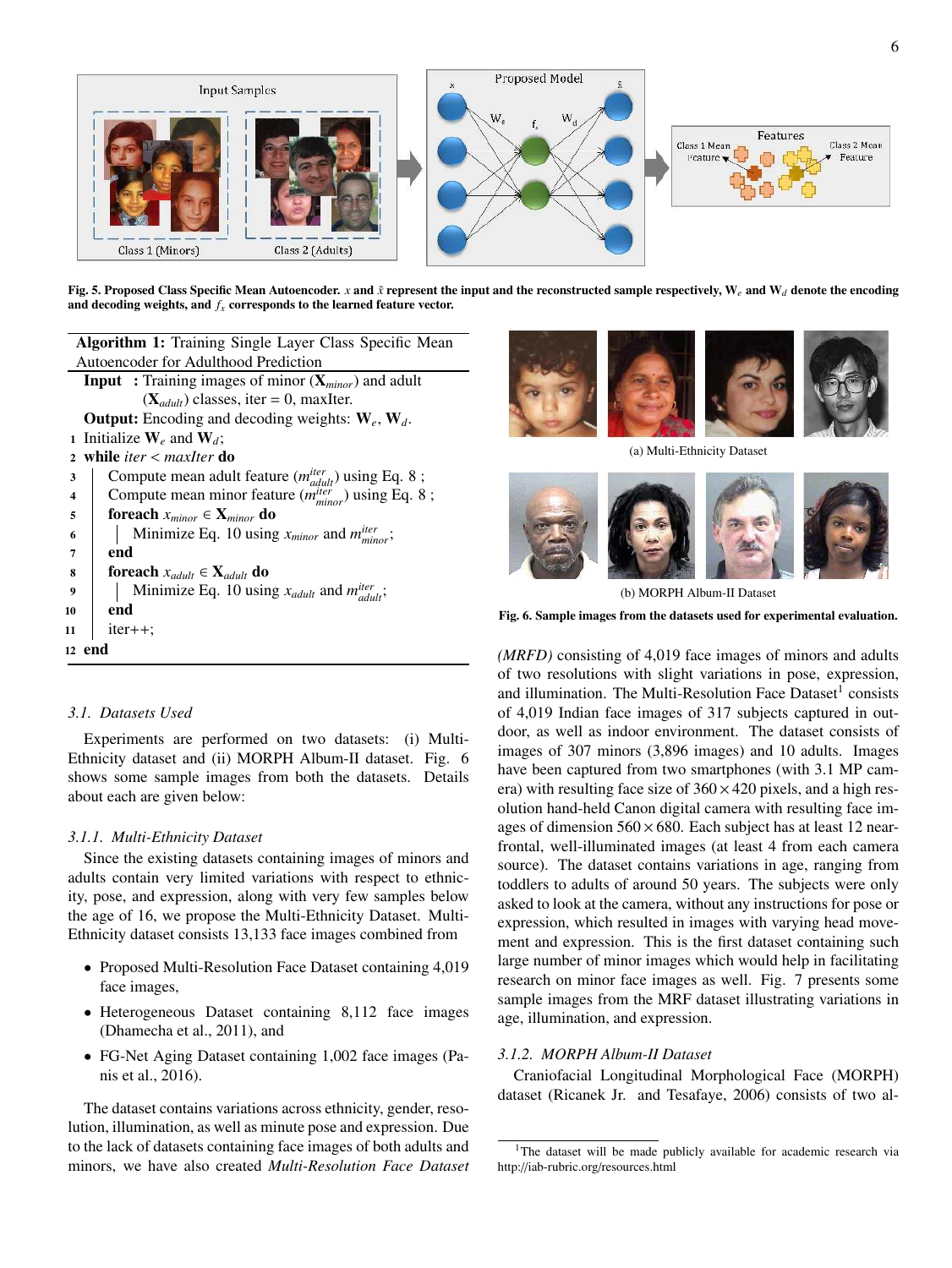Fig. 5. Proposed Class Specific Mean Autoencoder. $x$ and $\tilde{x}$ represent the input and the reconstructed sample respectively, $\mathbf{W}_e$ and $\mathbf{W}_d$ denote the encoding and decoding weights, and $f_x$ corresponds to the learned feature vector.

**Algorithm 1:** Training Single Layer Class Specific Mean Autoencoder for Adulthood Prediction

**Input :** Training images of minor ($\mathbf{X}_{minor}$) and adult ($\mathbf{X}_{adult}$) classes, iter = 0, maxIter.

**Output:** Encoding and decoding weights: $\mathbf{W}_e$, $\mathbf{W}_d$.

```
1  Initialize W_e and W_d;
2  while iter < maxIter do
3      Compute mean adult feature (m^iter_adult) using Eq. 8 ;
4      Compute mean minor feature (m^iter_minor) using Eq. 8 ;
5      foreach x_minor ∈ X_minor do
6          Minimize Eq. 10 using x_minor and m^iter_minor;
7      end
8      foreach x_adult ∈ X_adult do
9          Minimize Eq. 10 using x_adult and m^iter_adult;
10     end
11     iter++;
12 end
```

### 3.1. Datasets Used

Experiments are performed on two datasets: (i) Multi-Ethnicity dataset and (ii) MORPH Album-II dataset. Fig. 6 shows some sample images from both the datasets. Details about each are given below:

#### 3.1.1. Multi-Ethnicity Dataset

Since the existing datasets containing images of minors and adults contain very limited variations with respect to ethnicity, pose, and expression, along with very few samples below the age of 16, we propose the Multi-Ethnicity Dataset. Multi-Ethnicity dataset consists 13,133 face images combined from

- Proposed Multi-Resolution Face Dataset containing 4,019 face images,
- Heterogeneous Dataset containing 8,112 face images (Dhamecha et al., 2011), and
- FG-Net Aging Dataset containing 1,002 face images (Panis et al., 2016).

The dataset contains variations across ethnicity, gender, resolution, illumination, as well as minute pose and expression. Due to the lack of datasets containing face images of both adults and minors, we have also created *Multi-Resolution Face Dataset (MRFD)* consisting of 4,019 face images of minors and adults of two resolutions with slight variations in pose, expression, and illumination. The Multi-Resolution Face Dataset[1] consists of 4,019 Indian face images of 317 subjects captured in outdoor, as well as indoor environment. The dataset consists of images of 307 minors (3,896 images) and 10 adults. Images have been captured from two smartphones (with 3.1 MP camera) with resulting face size of $360 \times 420$ pixels, and a high resolution hand-held Canon digital camera with resulting face images of dimension $560 \times 680$. Each subject has at least 12 near-frontal, well-illuminated images (at least 4 from each camera source). The dataset contains variations in age, ranging from toddlers to adults of around 50 years. The subjects were only asked to look at the camera, without any instructions for pose or expression, which resulted in images with varying head movement and expression. This is the first dataset containing such large number of minor images which would help in facilitating research on minor face images as well. Fig. 7 presents some sample images from the MRF dataset illustrating variations in age, illumination, and expression.

(a) Multi-Ethnicity Dataset

(b) MORPH Album-II Dataset

Fig. 6. Sample images from the datasets used for experimental evaluation.

#### 3.1.2. MORPH Album-II Dataset

Craniofacial Longitudinal Morphological Face (MORPH) dataset (Ricanek Jr. and Tesafaye, 2006) consists of two al-

[1] The dataset will be made publicly available for academic research via http://iab-rubric.org/resources.html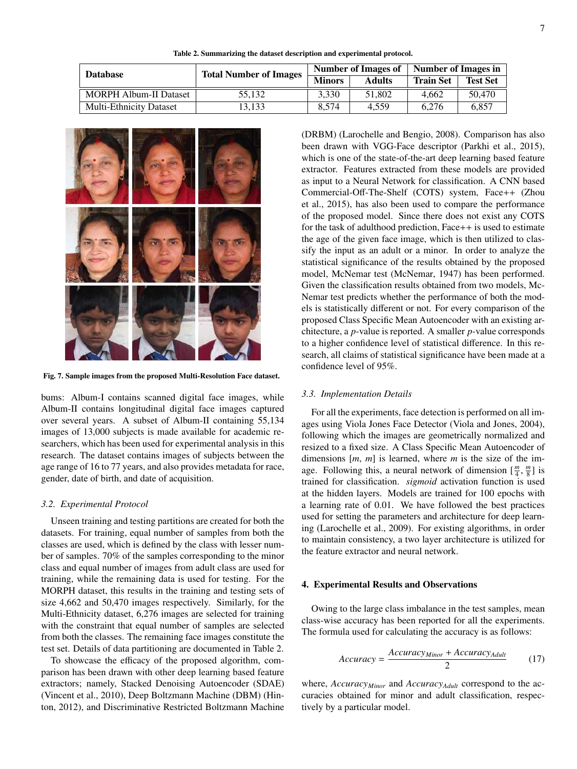Table 2. Summarizing the dataset description and experimental protocol.

| Database | Total Number of Images | Number of Images of | | Number of Images in | |
|---|---|---|---|---|---|
| | | Minors | Adults | Train Set | Test Set |
| MORPH Album-II Dataset | 55,132 | 3,330 | 51,802 | 4,662 | 50,470 |
| Multi-Ethnicity Dataset | 13,133 | 8,574 | 4,559 | 6,276 | 6,857 |

Fig. 7. Sample images from the proposed Multi-Resolution Face dataset.

bums: Album-I contains scanned digital face images, while Album-II contains longitudinal digital face images captured over several years. A subset of Album-II containing 55,134 images of 13,000 subjects is made available for academic researchers, which has been used for experimental analysis in this research. The dataset contains images of subjects between the age range of 16 to 77 years, and also provides metadata for race, gender, date of birth, and date of acquisition.

### 3.2. Experimental Protocol

Unseen training and testing partitions are created for both the datasets. For training, equal number of samples from both the classes are used, which is defined by the class with lesser number of samples. 70% of the samples corresponding to the minor class and equal number of images from adult class are used for training, while the remaining data is used for testing. For the MORPH dataset, this results in the training and testing sets of size 4,662 and 50,470 images respectively. Similarly, for the Multi-Ethnicity dataset, 6,276 images are selected for training with the constraint that equal number of samples are selected from both the classes. The remaining face images constitute the test set. Details of data partitioning are documented in Table 2.

To showcase the efficacy of the proposed algorithm, comparison has been drawn with other deep learning based feature extractors; namely, Stacked Denoising Autoencoder (SDAE) (Vincent et al., 2010), Deep Boltzmann Machine (DBM) (Hinton, 2012), and Discriminative Restricted Boltzmann Machine (DRBM) (Larochelle and Bengio, 2008). Comparison has also been drawn with VGG-Face descriptor (Parkhi et al., 2015), which is one of the state-of-the-art deep learning based feature extractor. Features extracted from these models are provided as input to a Neural Network for classification. A CNN based Commercial-Off-The-Shelf (COTS) system, Face++ (Zhou et al., 2015), has also been used to compare the performance of the proposed model. Since there does not exist any COTS for the task of adulthood prediction, Face++ is used to estimate the age of the given face image, which is then utilized to classify the input as an adult or a minor. In order to analyze the statistical significance of the results obtained by the proposed model, McNemar test (McNemar, 1947) has been performed. Given the classification results obtained from two models, McNemar test predicts whether the performance of both the models is statistically different or not. For every comparison of the proposed Class Specific Mean Autoencoder with an existing architecture, a $p$-value is reported. A smaller $p$-value corresponds to a higher confidence level of statistical difference. In this research, all claims of statistical significance have been made at a confidence level of 95%.

### 3.3. Implementation Details

For all the experiments, face detection is performed on all images using Viola Jones Face Detector (Viola and Jones, 2004), following which the images are geometrically normalized and resized to a fixed size. A Class Specific Mean Autoencoder of dimensions $[m, m]$ is learned, where $m$ is the size of the image. Following this, a neural network of dimension $[\frac{m}{4}, \frac{m}{8}]$ is trained for classification. *sigmoid* activation function is used at the hidden layers. Models are trained for 100 epochs with a learning rate of 0.01. We have followed the best practices used for setting the parameters and architecture for deep learning (Larochelle et al., 2009). For existing algorithms, in order to maintain consistency, a two layer architecture is utilized for the feature extractor and neural network.

## 4. Experimental Results and Observations

Owing to the large class imbalance in the test samples, mean class-wise accuracy has been reported for all the experiments. The formula used for calculating the accuracy is as follows:

$$Accuracy = \frac{Accuracy_{Minor} + Accuracy_{Adult}}{2} \tag{17}$$

where, $Accuracy_{Minor}$ and $Accuracy_{Adult}$ correspond to the accuracies obtained for minor and adult classification, respectively by a particular model.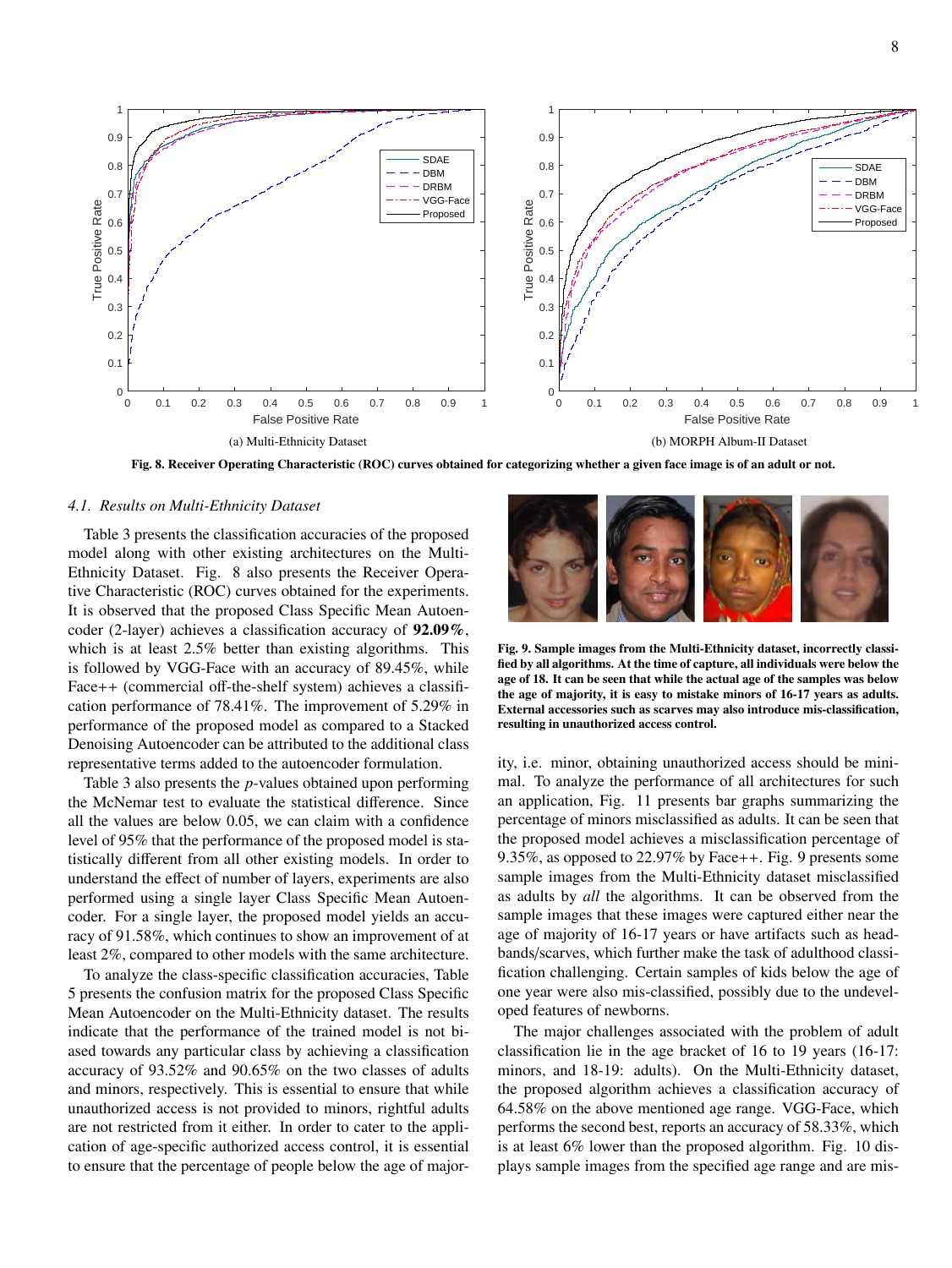(a) Multi-Ethnicity Dataset

(b) MORPH Album-II Dataset

**Fig. 8. Receiver Operating Characteristic (ROC) curves obtained for categorizing whether a given face image is of an adult or not.**

### *4.1. Results on Multi-Ethnicity Dataset*

Table 3 presents the classification accuracies of the proposed model along with other existing architectures on the Multi-Ethnicity Dataset. Fig. 8 also presents the Receiver Operative Characteristic (ROC) curves obtained for the experiments. It is observed that the proposed Class Specific Mean Autoencoder (2-layer) achieves a classification accuracy of **92.09%**, which is at least 2.5% better than existing algorithms. This is followed by VGG-Face with an accuracy of 89.45%, while Face++ (commercial off-the-shelf system) achieves a classification performance of 78.41%. The improvement of 5.29% in performance of the proposed model as compared to a Stacked Denoising Autoencoder can be attributed to the additional class representative terms added to the autoencoder formulation.

Table 3 also presents the *p*-values obtained upon performing the McNemar test to evaluate the statistical difference. Since all the values are below 0.05, we can claim with a confidence level of 95% that the performance of the proposed model is statistically different from all other existing models. In order to understand the effect of number of layers, experiments are also performed using a single layer Class Specific Mean Autoencoder. For a single layer, the proposed model yields an accuracy of 91.58%, which continues to show an improvement of at least 2%, compared to other models with the same architecture.

To analyze the class-specific classification accuracies, Table 5 presents the confusion matrix for the proposed Class Specific Mean Autoencoder on the Multi-Ethnicity dataset. The results indicate that the performance of the trained model is not biased towards any particular class by achieving a classification accuracy of 93.52% and 90.65% on the two classes of adults and minors, respectively. This is essential to ensure that while unauthorized access is not provided to minors, rightful adults are not restricted from it either. In order to cater to the application of age-specific authorized access control, it is essential to ensure that the percentage of people below the age of majority, i.e. minor, obtaining unauthorized access should be minimal. To analyze the performance of all architectures for such an application, Fig. 11 presents bar graphs summarizing the percentage of minors misclassified as adults. It can be seen that the proposed model achieves a misclassification percentage of 9.35%, as opposed to 22.97% by Face++. Fig. 9 presents some sample images from the Multi-Ethnicity dataset misclassified as adults by *all* the algorithms. It can be observed from the sample images that these images were captured either near the age of majority of 16-17 years or have artifacts such as headbands/scarves, which further make the task of adulthood classification challenging. Certain samples of kids below the age of one year were also mis-classified, possibly due to the undeveloped features of newborns.

**Fig. 9. Sample images from the Multi-Ethnicity dataset, incorrectly classified by all algorithms. At the time of capture, all individuals were below the age of 18. It can be seen that while the actual age of the samples was below the age of majority, it is easy to mistake minors of 16-17 years as adults. External accessories such as scarves may also introduce mis-classification, resulting in unauthorized access control.**

The major challenges associated with the problem of adult classification lie in the age bracket of 16 to 19 years (16-17: minors, and 18-19: adults). On the Multi-Ethnicity dataset, the proposed algorithm achieves a classification accuracy of 64.58% on the above mentioned age range. VGG-Face, which performs the second best, reports an accuracy of 58.33%, which is at least 6% lower than the proposed algorithm. Fig. 10 displays sample images from the specified age range and are mis-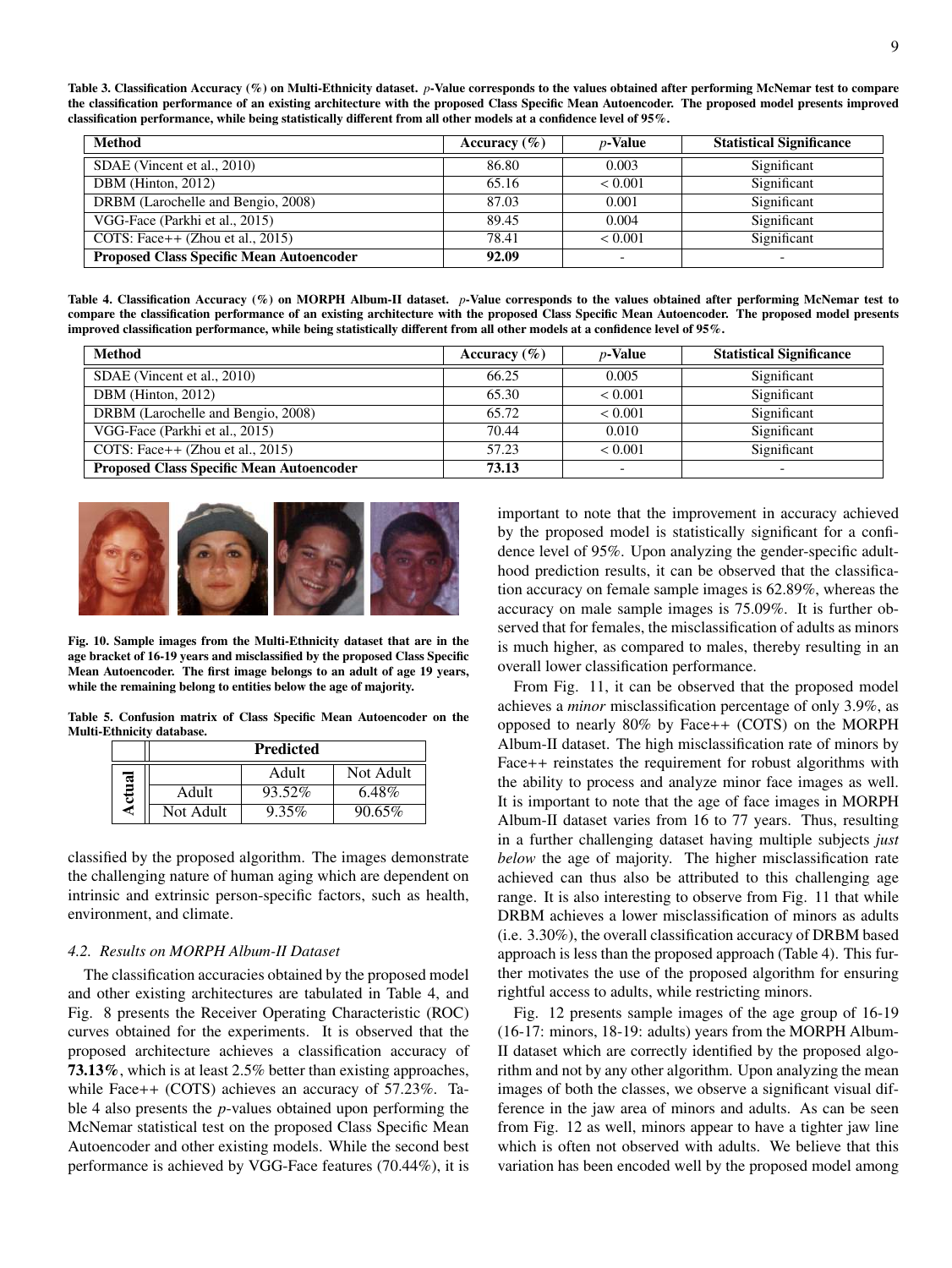**Table 3. Classification Accuracy (%) on Multi-Ethnicity dataset.** ***p*****-Value corresponds to the values obtained after performing McNemar test to compare the classification performance of an existing architecture with the proposed Class Specific Mean Autoencoder. The proposed model presents improved classification performance, while being statistically different from all other models at a confidence level of 95%.**

| Method | Accuracy (%) | *p*-Value | Statistical Significance |
|---|---|---|---|
| SDAE (Vincent et al., 2010) | 86.80 | 0.003 | Significant |
| DBM (Hinton, 2012) | 65.16 | < 0.001 | Significant |
| DRBM (Larochelle and Bengio, 2008) | 87.03 | 0.001 | Significant |
| VGG-Face (Parkhi et al., 2015) | 89.45 | 0.004 | Significant |
| COTS: Face++ (Zhou et al., 2015) | 78.41 | < 0.001 | Significant |
| **Proposed Class Specific Mean Autoencoder** | **92.09** | - | - |

**Table 4. Classification Accuracy (%) on MORPH Album-II dataset.** ***p*****-Value corresponds to the values obtained after performing McNemar test to compare the classification performance of an existing architecture with the proposed Class Specific Mean Autoencoder. The proposed model presents improved classification performance, while being statistically different from all other models at a confidence level of 95%.**

| Method | Accuracy (%) | *p*-Value | Statistical Significance |
|---|---|---|---|
| SDAE (Vincent et al., 2010) | 66.25 | 0.005 | Significant |
| DBM (Hinton, 2012) | 65.30 | < 0.001 | Significant |
| DRBM (Larochelle and Bengio, 2008) | 65.72 | < 0.001 | Significant |
| VGG-Face (Parkhi et al., 2015) | 70.44 | 0.010 | Significant |
| COTS: Face++ (Zhou et al., 2015) | 57.23 | < 0.001 | Significant |
| **Proposed Class Specific Mean Autoencoder** | **73.13** | - | - |

**Fig. 10. Sample images from the Multi-Ethnicity dataset that are in the age bracket of 16-19 years and misclassified by the proposed Class Specific Mean Autoencoder. The first image belongs to an adult of age 19 years, while the remaining belong to entities below the age of majority.**

**Table 5. Confusion matrix of Class Specific Mean Autoencoder on the Multi-Ethnicity database.**

| | | Predicted | |
|---|---|---|---|
| | | Adult | Not Adult |
| Actual | Adult | 93.52% | 6.48% |
| | Not Adult | 9.35% | 90.65% |

classified by the proposed algorithm. The images demonstrate the challenging nature of human aging which are dependent on intrinsic and extrinsic person-specific factors, such as health, environment, and climate.

### *4.2. Results on MORPH Album-II Dataset*

The classification accuracies obtained by the proposed model and other existing architectures are tabulated in Table 4, and Fig. 8 presents the Receiver Operating Characteristic (ROC) curves obtained for the experiments. It is observed that the proposed architecture achieves a classification accuracy of **73.13%**, which is at least 2.5% better than existing approaches, while Face++ (COTS) achieves an accuracy of 57.23%. Table 4 also presents the *p*-values obtained upon performing the McNemar statistical test on the proposed Class Specific Mean Autoencoder and other existing models. While the second best performance is achieved by VGG-Face features (70.44%), it is important to note that the improvement in accuracy achieved by the proposed model is statistically significant for a confidence level of 95%. Upon analyzing the gender-specific adulthood prediction results, it can be observed that the classification accuracy on female sample images is 62.89%, whereas the accuracy on male sample images is 75.09%. It is further observed that for females, the misclassification of adults as minors is much higher, as compared to males, thereby resulting in an overall lower classification performance.

From Fig. 11, it can be observed that the proposed model achieves a *minor* misclassification percentage of only 3.9%, as opposed to nearly 80% by Face++ (COTS) on the MORPH Album-II dataset. The high misclassification rate of minors by Face++ reinstates the requirement for robust algorithms with the ability to process and analyze minor face images as well. It is important to note that the age of face images in MORPH Album-II dataset varies from 16 to 77 years. Thus, resulting in a further challenging dataset having multiple subjects *just below* the age of majority. The higher misclassification rate achieved can thus also be attributed to this challenging age range. It is also interesting to observe from Fig. 11 that while DRBM achieves a lower misclassification of minors as adults (i.e. 3.30%), the overall classification accuracy of DRBM based approach is less than the proposed approach (Table 4). This further motivates the use of the proposed algorithm for ensuring rightful access to adults, while restricting minors.

Fig. 12 presents sample images of the age group of 16-19 (16-17: minors, 18-19: adults) years from the MORPH Album-II dataset which are correctly identified by the proposed algorithm and not by any other algorithm. Upon analyzing the mean images of both the classes, we observe a significant visual difference in the jaw area of minors and adults. As can be seen from Fig. 12 as well, minors appear to have a tighter jaw line which is often not observed with adults. We believe that this variation has been encoded well by the proposed model among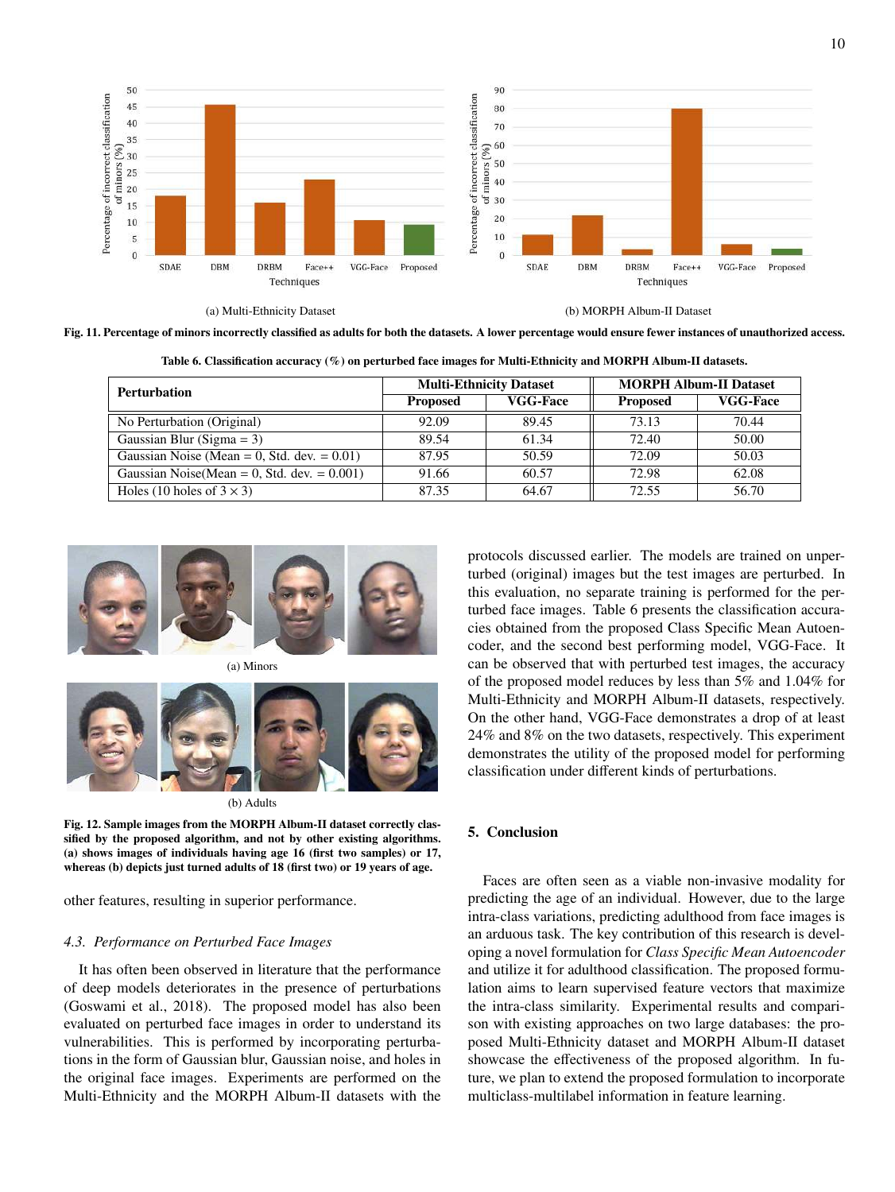(a) Multi-Ethnicity Dataset

(b) MORPH Album-II Dataset

**Fig. 11. Percentage of minors incorrectly classified as adults for both the datasets. A lower percentage would ensure fewer instances of unauthorized access.**

**Table 6. Classification accuracy (%) on perturbed face images for Multi-Ethnicity and MORPH Album-II datasets.**

| Perturbation | Multi-Ethnicity Dataset | | MORPH Album-II Dataset | |
|---|---|---|---|---|
| | Proposed | VGG-Face | Proposed | VGG-Face |
| No Perturbation (Original) | 92.09 | 89.45 | 73.13 | 70.44 |
| Gaussian Blur (Sigma = 3) | 89.54 | 61.34 | 72.40 | 50.00 |
| Gaussian Noise (Mean = 0, Std. dev. = 0.01) | 87.95 | 50.59 | 72.09 | 50.03 |
| Gaussian Noise(Mean = 0, Std. dev. = 0.001) | 91.66 | 60.57 | 72.98 | 62.08 |
| Holes (10 holes of $3 \times 3$) | 87.35 | 64.67 | 72.55 | 56.70 |

(a) Minors

(b) Adults

**Fig. 12. Sample images from the MORPH Album-II dataset correctly classified by the proposed algorithm, and not by other existing algorithms. (a) shows images of individuals having age 16 (first two samples) or 17, whereas (b) depicts just turned adults of 18 (first two) or 19 years of age.**

other features, resulting in superior performance.

### *4.3. Performance on Perturbed Face Images*

It has often been observed in literature that the performance of deep models deteriorates in the presence of perturbations (Goswami et al., 2018). The proposed model has also been evaluated on perturbed face images in order to understand its vulnerabilities. This is performed by incorporating perturbations in the form of Gaussian blur, Gaussian noise, and holes in the original face images. Experiments are performed on the Multi-Ethnicity and the MORPH Album-II datasets with the protocols discussed earlier. The models are trained on unperturbed (original) images but the test images are perturbed. In this evaluation, no separate training is performed for the perturbed face images. Table 6 presents the classification accuracies obtained from the proposed Class Specific Mean Autoencoder, and the second best performing model, VGG-Face. It can be observed that with perturbed test images, the accuracy of the proposed model reduces by less than 5% and 1.04% for Multi-Ethnicity and MORPH Album-II datasets, respectively. On the other hand, VGG-Face demonstrates a drop of at least 24% and 8% on the two datasets, respectively. This experiment demonstrates the utility of the proposed model for performing classification under different kinds of perturbations.

## 5. Conclusion

Faces are often seen as a viable non-invasive modality for predicting the age of an individual. However, due to the large intra-class variations, predicting adulthood from face images is an arduous task. The key contribution of this research is developing a novel formulation for *Class Specific Mean Autoencoder* and utilize it for adulthood classification. The proposed formulation aims to learn supervised feature vectors that maximize the intra-class similarity. Experimental results and comparison with existing approaches on two large databases: the proposed Multi-Ethnicity dataset and MORPH Album-II dataset showcase the effectiveness of the proposed algorithm. In future, we plan to extend the proposed formulation to incorporate multiclass-multilabel information in feature learning.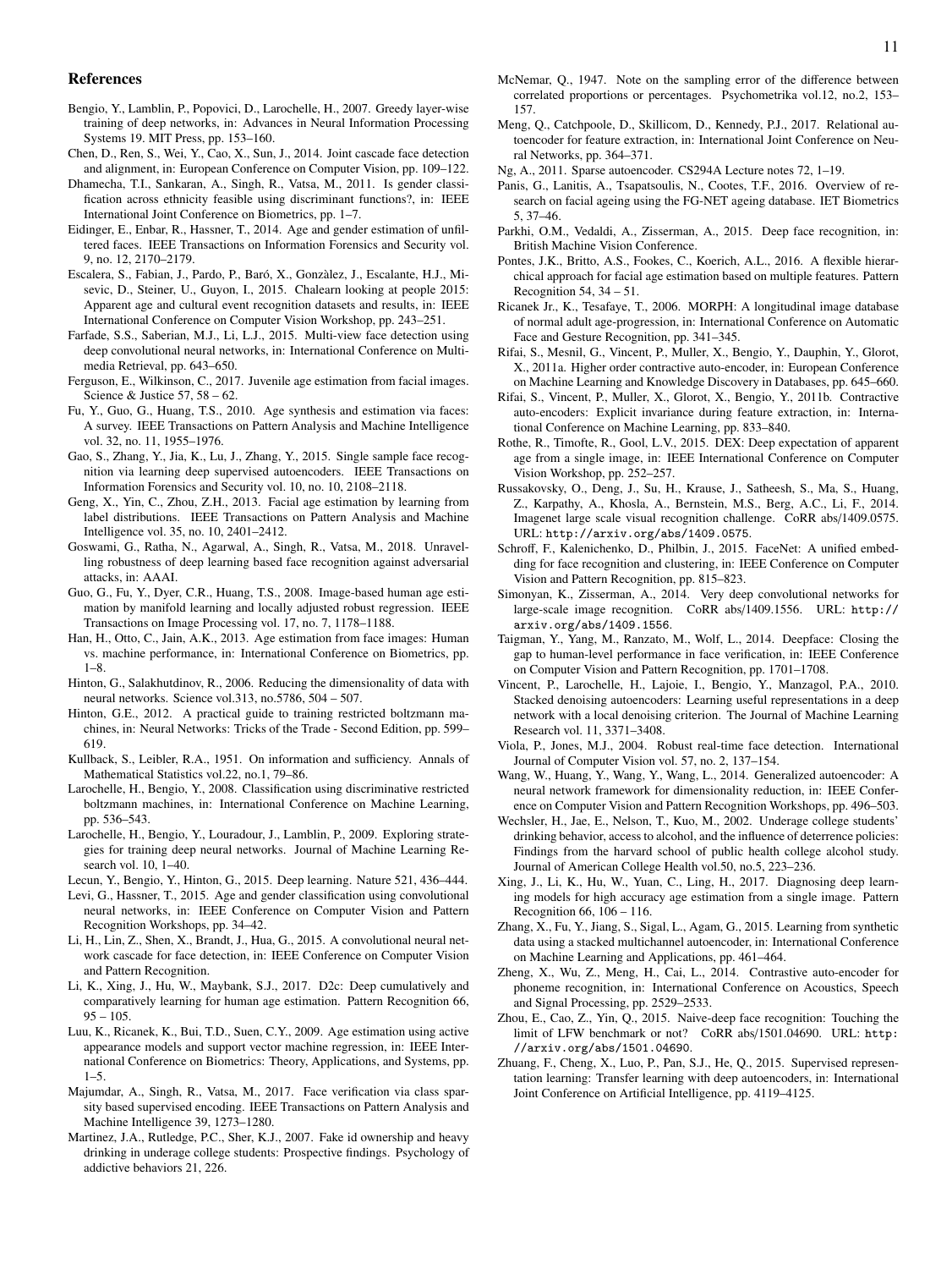## References

Bengio, Y., Lamblin, P., Popovici, D., Larochelle, H., 2007. Greedy layer-wise training of deep networks, in: Advances in Neural Information Processing Systems 19. MIT Press, pp. 153–160.

Chen, D., Ren, S., Wei, Y., Cao, X., Sun, J., 2014. Joint cascade face detection and alignment, in: European Conference on Computer Vision, pp. 109–122.

Dhamecha, T.I., Sankaran, A., Singh, R., Vatsa, M., 2011. Is gender classification across ethnicity feasible using discriminant functions?, in: IEEE International Joint Conference on Biometrics, pp. 1–7.

Eidinger, E., Enbar, R., Hassner, T., 2014. Age and gender estimation of unfiltered faces. IEEE Transactions on Information Forensics and Security vol. 9, no. 12, 2170–2179.

Escalera, S., Fabian, J., Pardo, P., Baró, X., Gonzàlez, J., Escalante, H.J., Misevic, D., Steiner, U., Guyon, I., 2015. Chalearn looking at people 2015: Apparent age and cultural event recognition datasets and results, in: IEEE International Conference on Computer Vision Workshop, pp. 243–251.

Farfade, S.S., Saberian, M.J., Li, L.J., 2015. Multi-view face detection using deep convolutional neural networks, in: International Conference on Multimedia Retrieval, pp. 643–650.

Ferguson, E., Wilkinson, C., 2017. Juvenile age estimation from facial images. Science & Justice 57, 58 – 62.

Fu, Y., Guo, G., Huang, T.S., 2010. Age synthesis and estimation via faces: A survey. IEEE Transactions on Pattern Analysis and Machine Intelligence vol. 32, no. 11, 1955–1976.

Gao, S., Zhang, Y., Jia, K., Lu, J., Zhang, Y., 2015. Single sample face recognition via learning deep supervised autoencoders. IEEE Transactions on Information Forensics and Security vol. 10, no. 10, 2108–2118.

Geng, X., Yin, C., Zhou, Z.H., 2013. Facial age estimation by learning from label distributions. IEEE Transactions on Pattern Analysis and Machine Intelligence vol. 35, no. 10, 2401–2412.

Goswami, G., Ratha, N., Agarwal, A., Singh, R., Vatsa, M., 2018. Unravelling robustness of deep learning based face recognition against adversarial attacks, in: AAAI.

Guo, G., Fu, Y., Dyer, C.R., Huang, T.S., 2008. Image-based human age estimation by manifold learning and locally adjusted robust regression. IEEE Transactions on Image Processing vol. 17, no. 7, 1178–1188.

Han, H., Otto, C., Jain, A.K., 2013. Age estimation from face images: Human vs. machine performance, in: International Conference on Biometrics, pp. 1–8.

Hinton, G., Salakhutdinov, R., 2006. Reducing the dimensionality of data with neural networks. Science vol.313, no.5786, 504 – 507.

Hinton, G.E., 2012. A practical guide to training restricted boltzmann machines, in: Neural Networks: Tricks of the Trade - Second Edition, pp. 599–619.

Kullback, S., Leibler, R.A., 1951. On information and sufficiency. Annals of Mathematical Statistics vol.22, no.1, 79–86.

Larochelle, H., Bengio, Y., 2008. Classification using discriminative restricted boltzmann machines, in: International Conference on Machine Learning, pp. 536–543.

Larochelle, H., Bengio, Y., Louradour, J., Lamblin, P., 2009. Exploring strategies for training deep neural networks. Journal of Machine Learning Research vol. 10, 1–40.

Lecun, Y., Bengio, Y., Hinton, G., 2015. Deep learning. Nature 521, 436–444.

Levi, G., Hassner, T., 2015. Age and gender classification using convolutional neural networks, in: IEEE Conference on Computer Vision and Pattern Recognition Workshops, pp. 34–42.

Li, H., Lin, Z., Shen, X., Brandt, J., Hua, G., 2015. A convolutional neural network cascade for face detection, in: IEEE Conference on Computer Vision and Pattern Recognition.

Li, K., Xing, J., Hu, W., Maybank, S.J., 2017. D2c: Deep cumulatively and comparatively learning for human age estimation. Pattern Recognition 66, 95 – 105.

Luu, K., Ricanek, K., Bui, T.D., Suen, C.Y., 2009. Age estimation using active appearance models and support vector machine regression, in: IEEE International Conference on Biometrics: Theory, Applications, and Systems, pp. 1–5.

Majumdar, A., Singh, R., Vatsa, M., 2017. Face verification via class sparsity based supervised encoding. IEEE Transactions on Pattern Analysis and Machine Intelligence 39, 1273–1280.

Martinez, J.A., Rutledge, P.C., Sher, K.J., 2007. Fake id ownership and heavy drinking in underage college students: Prospective findings. Psychology of addictive behaviors 21, 226.

McNemar, Q., 1947. Note on the sampling error of the difference between correlated proportions or percentages. Psychometrika vol.12, no.2, 153–157.

Meng, Q., Catchpoole, D., Skillicom, D., Kennedy, P.J., 2017. Relational autoencoder for feature extraction, in: International Joint Conference on Neural Networks, pp. 364–371.

Ng, A., 2011. Sparse autoencoder. CS294A Lecture notes 72, 1–19.

Panis, G., Lanitis, A., Tsapatsoulis, N., Cootes, T.F., 2016. Overview of research on facial ageing using the FG-NET ageing database. IET Biometrics 5, 37–46.

Parkhi, O.M., Vedaldi, A., Zisserman, A., 2015. Deep face recognition, in: British Machine Vision Conference.

Pontes, J.K., Britto, A.S., Fookes, C., Koerich, A.L., 2016. A flexible hierarchical approach for facial age estimation based on multiple features. Pattern Recognition 54, 34 – 51.

Ricanek Jr., K., Tesafaye, T., 2006. MORPH: A longitudinal image database of normal adult age-progression, in: International Conference on Automatic Face and Gesture Recognition, pp. 341–345.

Rifai, S., Mesnil, G., Vincent, P., Muller, X., Bengio, Y., Dauphin, Y., Glorot, X., 2011a. Higher order contractive auto-encoder, in: European Conference on Machine Learning and Knowledge Discovery in Databases, pp. 645–660.

Rifai, S., Vincent, P., Muller, X., Glorot, X., Bengio, Y., 2011b. Contractive auto-encoders: Explicit invariance during feature extraction, in: International Conference on Machine Learning, pp. 833–840.

Rothe, R., Timofte, R., Gool, L.V., 2015. DEX: Deep expectation of apparent age from a single image, in: IEEE International Conference on Computer Vision Workshop, pp. 252–257.

Russakovsky, O., Deng, J., Su, H., Krause, J., Satheesh, S., Ma, S., Huang, Z., Karpathy, A., Khosla, A., Bernstein, M.S., Berg, A.C., Li, F., 2014. Imagenet large scale visual recognition challenge. CoRR abs/1409.0575. URL: http://arxiv.org/abs/1409.0575.

Schroff, F., Kalenichenko, D., Philbin, J., 2015. FaceNet: A unified embedding for face recognition and clustering, in: IEEE Conference on Computer Vision and Pattern Recognition, pp. 815–823.

Simonyan, K., Zisserman, A., 2014. Very deep convolutional networks for large-scale image recognition. CoRR abs/1409.1556. URL: http://arxiv.org/abs/1409.1556.

Taigman, Y., Yang, M., Ranzato, M., Wolf, L., 2014. Deepface: Closing the gap to human-level performance in face verification, in: IEEE Conference on Computer Vision and Pattern Recognition, pp. 1701–1708.

Vincent, P., Larochelle, H., Lajoie, I., Bengio, Y., Manzagol, P.A., 2010. Stacked denoising autoencoders: Learning useful representations in a deep network with a local denoising criterion. The Journal of Machine Learning Research vol. 11, 3371–3408.

Viola, P., Jones, M.J., 2004. Robust real-time face detection. International Journal of Computer Vision vol. 57, no. 2, 137–154.

Wang, W., Huang, Y., Wang, Y., Wang, L., 2014. Generalized autoencoder: A neural network framework for dimensionality reduction, in: IEEE Conference on Computer Vision and Pattern Recognition Workshops, pp. 496–503.

Wechsler, H., Jae, E., Nelson, T., Kuo, M., 2002. Underage college students' drinking behavior, access to alcohol, and the influence of deterrence policies: Findings from the harvard school of public health college alcohol study. Journal of American College Health vol.50, no.5, 223–236.

Xing, J., Li, K., Hu, W., Yuan, C., Ling, H., 2017. Diagnosing deep learning models for high accuracy age estimation from a single image. Pattern Recognition 66, 106 – 116.

Zhang, X., Fu, Y., Jiang, S., Sigal, L., Agam, G., 2015. Learning from synthetic data using a stacked multichannel autoencoder, in: International Conference on Machine Learning and Applications, pp. 461–464.

Zheng, X., Wu, Z., Meng, H., Cai, L., 2014. Contrastive auto-encoder for phoneme recognition, in: International Conference on Acoustics, Speech and Signal Processing, pp. 2529–2533.

Zhou, E., Cao, Z., Yin, Q., 2015. Naive-deep face recognition: Touching the limit of LFW benchmark or not? CoRR abs/1501.04690. URL: http://arxiv.org/abs/1501.04690.

Zhuang, F., Cheng, X., Luo, P., Pan, S.J., He, Q., 2015. Supervised representation learning: Transfer learning with deep autoencoders, in: International Joint Conference on Artificial Intelligence, pp. 4119–4125.